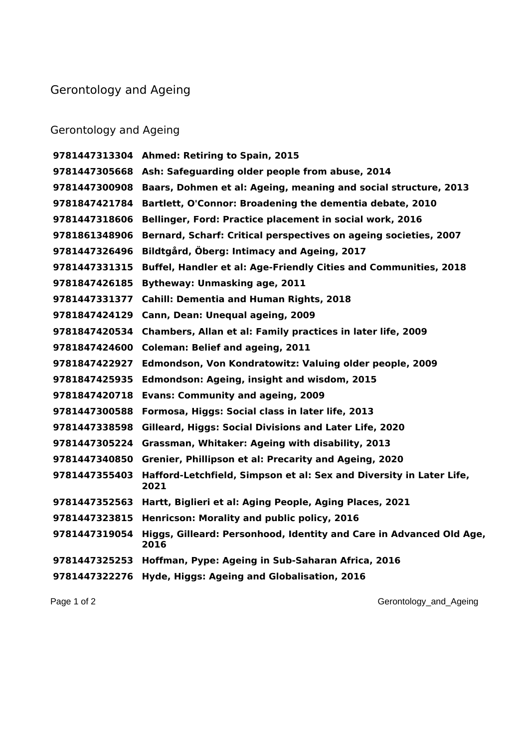# Gerontology and Ageing

## Gerontology and Ageing

| | |
|---|---|
| **9781447313304** | **Ahmed: Retiring to Spain, 2015** |
| **9781447305668** | **Ash: Safeguarding older people from abuse, 2014** |
| **9781447300908** | **Baars, Dohmen et al: Ageing, meaning and social structure, 2013** |
| **9781847421784** | **Bartlett, O'Connor: Broadening the dementia debate, 2010** |
| **9781447318606** | **Bellinger, Ford: Practice placement in social work, 2016** |
| **9781861348906** | **Bernard, Scharf: Critical perspectives on ageing societies, 2007** |
| **9781447326496** | **Bildtgård, Öberg: Intimacy and Ageing, 2017** |
| **9781447331315** | **Buffel, Handler et al: Age-Friendly Cities and Communities, 2018** |
| **9781847426185** | **Bytheway: Unmasking age, 2011** |
| **9781447331377** | **Cahill: Dementia and Human Rights, 2018** |
| **9781847424129** | **Cann, Dean: Unequal ageing, 2009** |
| **9781847420534** | **Chambers, Allan et al: Family practices in later life, 2009** |
| **9781847424600** | **Coleman: Belief and ageing, 2011** |
| **9781847422927** | **Edmondson, Von Kondratowitz: Valuing older people, 2009** |
| **9781847425935** | **Edmondson: Ageing, insight and wisdom, 2015** |
| **9781847420718** | **Evans: Community and ageing, 2009** |
| **9781447300588** | **Formosa, Higgs: Social class in later life, 2013** |
| **9781447338598** | **Gilleard, Higgs: Social Divisions and Later Life, 2020** |
| **9781447305224** | **Grassman, Whitaker: Ageing with disability, 2013** |
| **9781447340850** | **Grenier, Phillipson et al: Precarity and Ageing, 2020** |
| **9781447355403** | **Hafford-Letchfield, Simpson et al: Sex and Diversity in Later Life, 2021** |
| **9781447352563** | **Hartt, Biglieri et al: Aging People, Aging Places, 2021** |
| **9781447323815** | **Henricson: Morality and public policy, 2016** |
| **9781447319054** | **Higgs, Gilleard: Personhood, Identity and Care in Advanced Old Age, 2016** |
| **9781447325253** | **Hoffman, Pype: Ageing in Sub-Saharan Africa, 2016** |
| **9781447322276** | **Hyde, Higgs: Ageing and Globalisation, 2016** |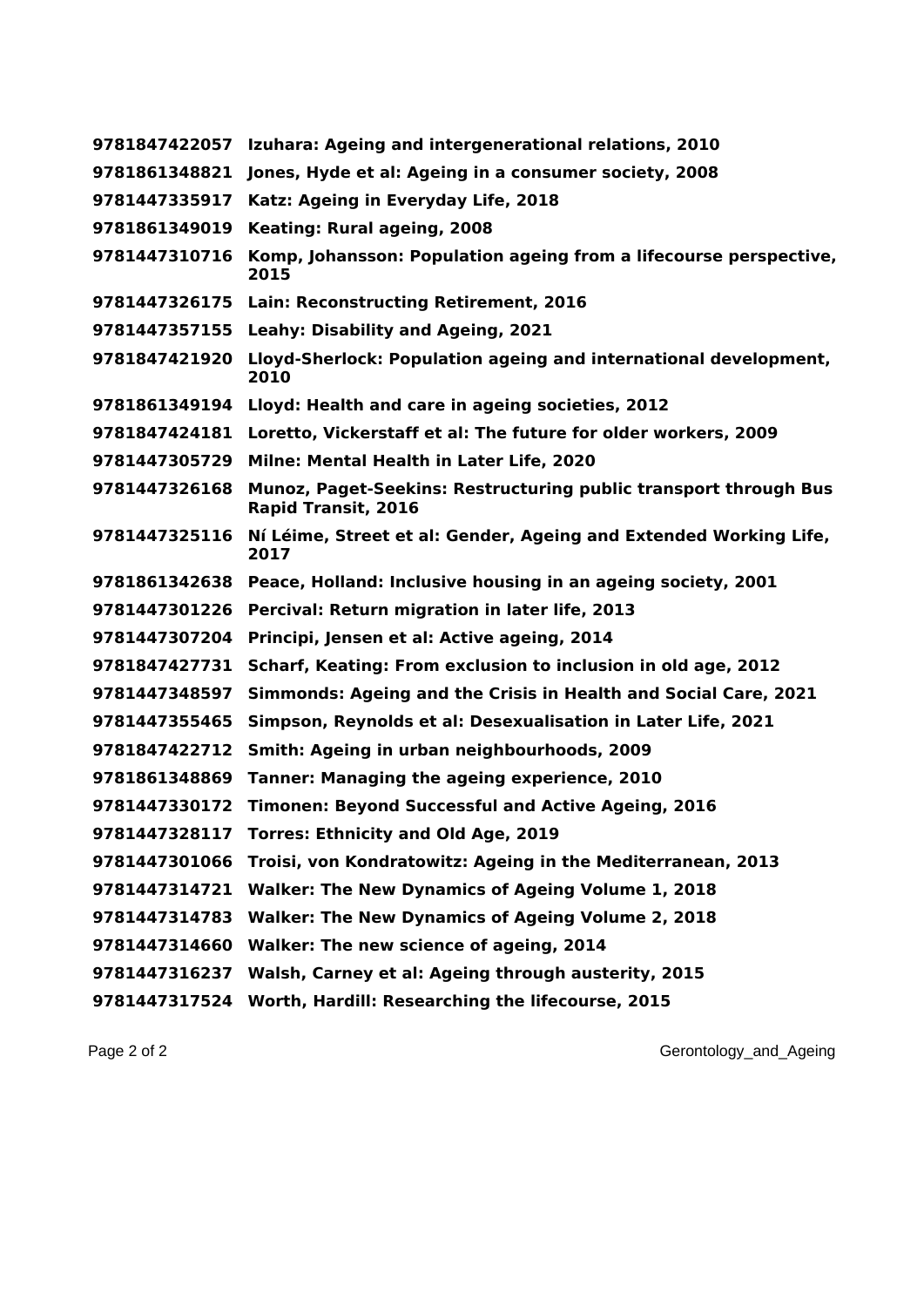| | |
|---|---|
| **9781847422057** | **Izuhara: Ageing and intergenerational relations, 2010** |
| **9781861348821** | **Jones, Hyde et al: Ageing in a consumer society, 2008** |
| **9781447335917** | **Katz: Ageing in Everyday Life, 2018** |
| **9781861349019** | **Keating: Rural ageing, 2008** |
| **9781447310716** | **Komp, Johansson: Population ageing from a lifecourse perspective, 2015** |
| **9781447326175** | **Lain: Reconstructing Retirement, 2016** |
| **9781447357155** | **Leahy: Disability and Ageing, 2021** |
| **9781847421920** | **Lloyd-Sherlock: Population ageing and international development, 2010** |
| **9781861349194** | **Lloyd: Health and care in ageing societies, 2012** |
| **9781847424181** | **Loretto, Vickerstaff et al: The future for older workers, 2009** |
| **9781447305729** | **Milne: Mental Health in Later Life, 2020** |
| **9781447326168** | **Munoz, Paget-Seekins: Restructuring public transport through Bus Rapid Transit, 2016** |
| **9781447325116** | **Ní Léime, Street et al: Gender, Ageing and Extended Working Life, 2017** |
| **9781861342638** | **Peace, Holland: Inclusive housing in an ageing society, 2001** |
| **9781447301226** | **Percival: Return migration in later life, 2013** |
| **9781447307204** | **Principi, Jensen et al: Active ageing, 2014** |
| **9781847427731** | **Scharf, Keating: From exclusion to inclusion in old age, 2012** |
| **9781447348597** | **Simmonds: Ageing and the Crisis in Health and Social Care, 2021** |
| **9781447355465** | **Simpson, Reynolds et al: Desexualisation in Later Life, 2021** |
| **9781847422712** | **Smith: Ageing in urban neighbourhoods, 2009** |
| **9781861348869** | **Tanner: Managing the ageing experience, 2010** |
| **9781447330172** | **Timonen: Beyond Successful and Active Ageing, 2016** |
| **9781447328117** | **Torres: Ethnicity and Old Age, 2019** |
| **9781447301066** | **Troisi, von Kondratowitz: Ageing in the Mediterranean, 2013** |
| **9781447314721** | **Walker: The New Dynamics of Ageing Volume 1, 2018** |
| **9781447314783** | **Walker: The New Dynamics of Ageing Volume 2, 2018** |
| **9781447314660** | **Walker: The new science of ageing, 2014** |
| **9781447316237** | **Walsh, Carney et al: Ageing through austerity, 2015** |
| **9781447317524** | **Worth, Hardill: Researching the lifecourse, 2015** |